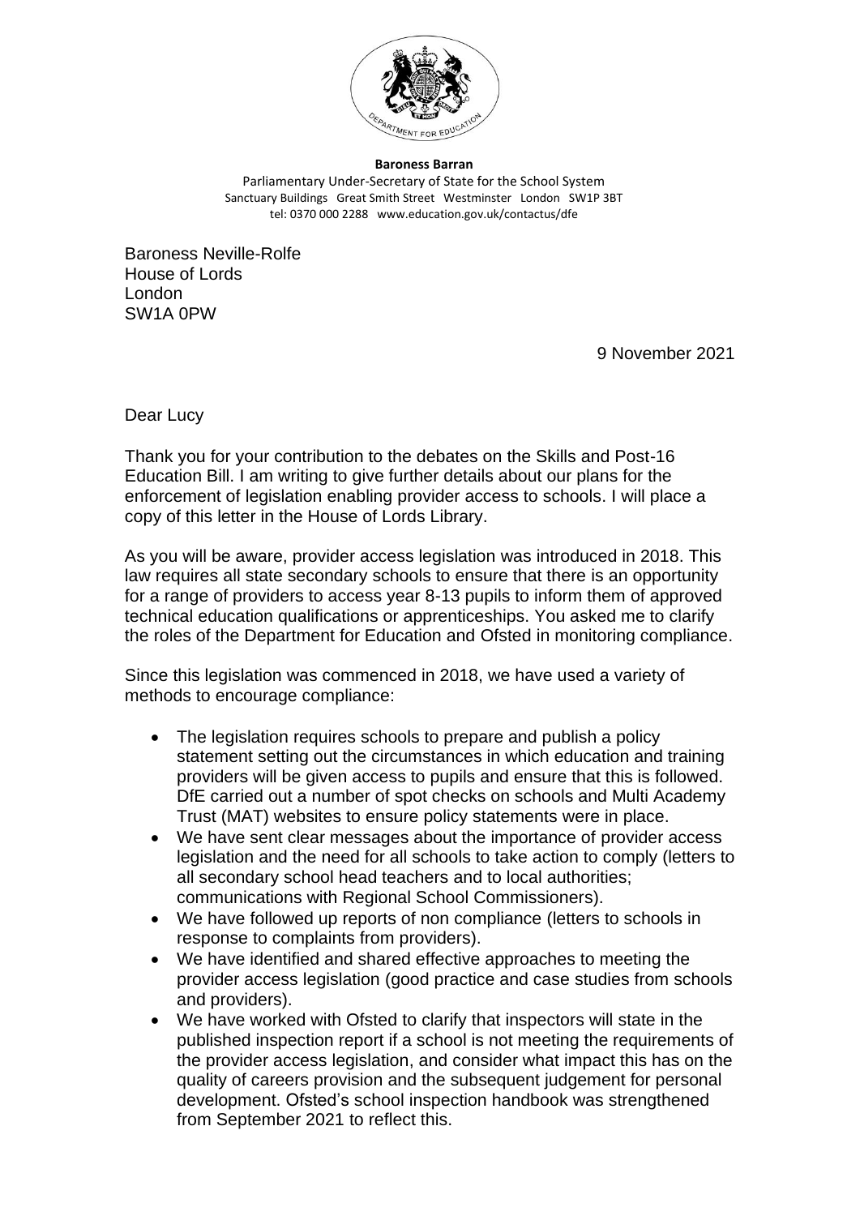**Baroness Barran**
Parliamentary Under-Secretary of State for the School System
Sanctuary Buildings Great Smith Street Westminster London SW1P 3BT
tel: 0370 000 2288 www.education.gov.uk/contactus/dfe

Baroness Neville-Rolfe
House of Lords
London
SW1A 0PW

9 November 2021

Dear Lucy

Thank you for your contribution to the debates on the Skills and Post-16 Education Bill. I am writing to give further details about our plans for the enforcement of legislation enabling provider access to schools. I will place a copy of this letter in the House of Lords Library.

As you will be aware, provider access legislation was introduced in 2018. This law requires all state secondary schools to ensure that there is an opportunity for a range of providers to access year 8-13 pupils to inform them of approved technical education qualifications or apprenticeships. You asked me to clarify the roles of the Department for Education and Ofsted in monitoring compliance.

Since this legislation was commenced in 2018, we have used a variety of methods to encourage compliance:

- The legislation requires schools to prepare and publish a policy statement setting out the circumstances in which education and training providers will be given access to pupils and ensure that this is followed. DfE carried out a number of spot checks on schools and Multi Academy Trust (MAT) websites to ensure policy statements were in place.
- We have sent clear messages about the importance of provider access legislation and the need for all schools to take action to comply (letters to all secondary school head teachers and to local authorities; communications with Regional School Commissioners).
- We have followed up reports of non compliance (letters to schools in response to complaints from providers).
- We have identified and shared effective approaches to meeting the provider access legislation (good practice and case studies from schools and providers).
- We have worked with Ofsted to clarify that inspectors will state in the published inspection report if a school is not meeting the requirements of the provider access legislation, and consider what impact this has on the quality of careers provision and the subsequent judgement for personal development. Ofsted's school inspection handbook was strengthened from September 2021 to reflect this.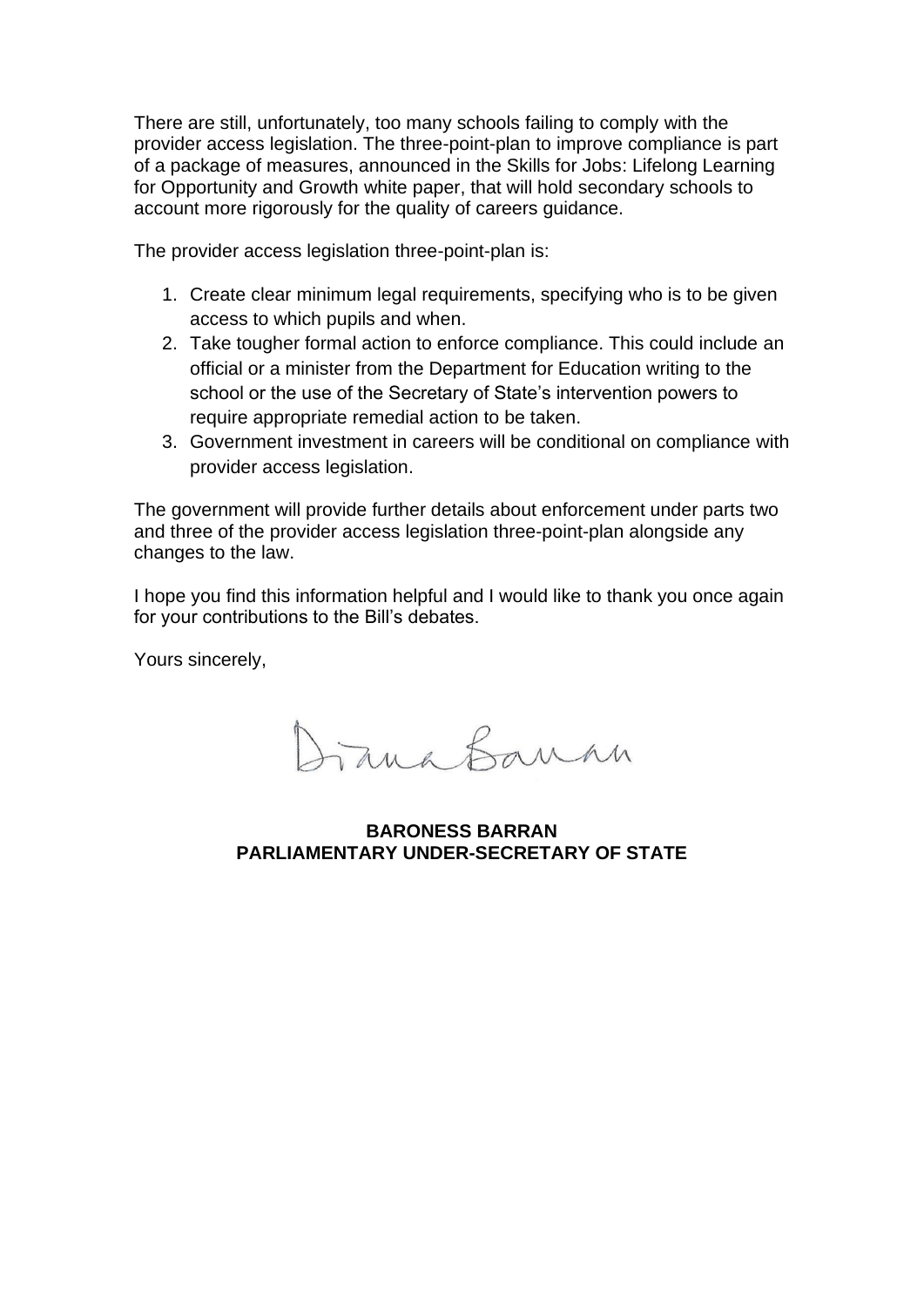There are still, unfortunately, too many schools failing to comply with the provider access legislation. The three-point-plan to improve compliance is part of a package of measures, announced in the Skills for Jobs: Lifelong Learning for Opportunity and Growth white paper, that will hold secondary schools to account more rigorously for the quality of careers guidance.

The provider access legislation three-point-plan is:

1. Create clear minimum legal requirements, specifying who is to be given access to which pupils and when.
2. Take tougher formal action to enforce compliance. This could include an official or a minister from the Department for Education writing to the school or the use of the Secretary of State's intervention powers to require appropriate remedial action to be taken.
3. Government investment in careers will be conditional on compliance with provider access legislation.

The government will provide further details about enforcement under parts two and three of the provider access legislation three-point-plan alongside any changes to the law.

I hope you find this information helpful and I would like to thank you once again for your contributions to the Bill's debates.

Yours sincerely,

Diana Barran

**BARONESS BARRAN**
**PARLIAMENTARY UNDER-SECRETARY OF STATE**